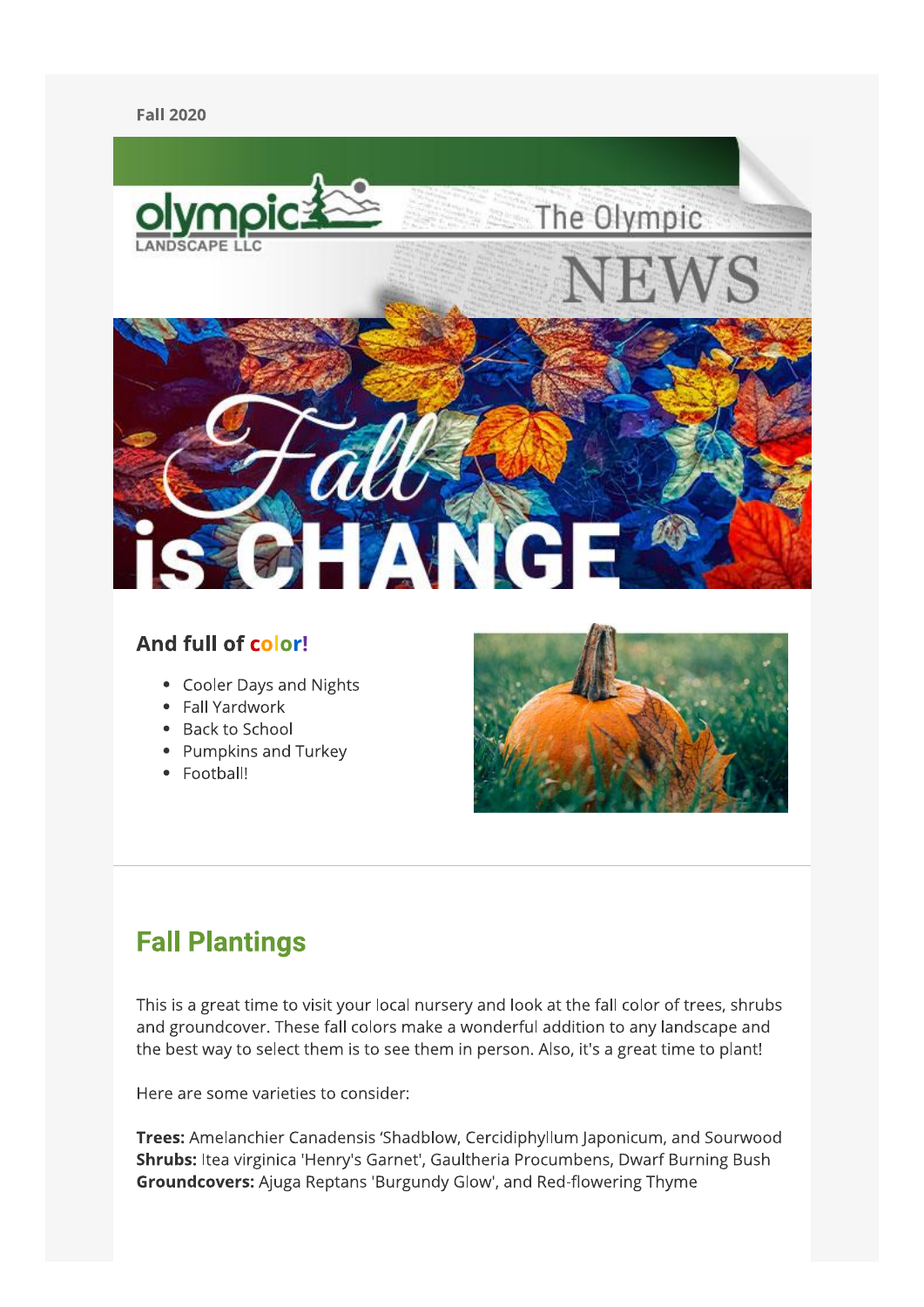Fall 2020

The Olympic NEWS

Fall is CHANGE

### And full of color!

- Cooler Days and Nights
- Fall Yardwork
- Back to School
- Pumpkins and Turkey
- Football!

## Fall Plantings

This is a great time to visit your local nursery and look at the fall color of trees, shrubs and groundcover. These fall colors make a wonderful addition to any landscape and the best way to select them is to see them in person. Also, it's a great time to plant!

Here are some varieties to consider:

**Trees:** Amelanchier Canadensis ‘Shadblow, Cercidiphyllum Japonicum, and Sourwood
**Shrubs:** Itea virginica 'Henry's Garnet', Gaultheria Procumbens, Dwarf Burning Bush
**Groundcovers:** Ajuga Reptans 'Burgundy Glow', and Red-flowering Thyme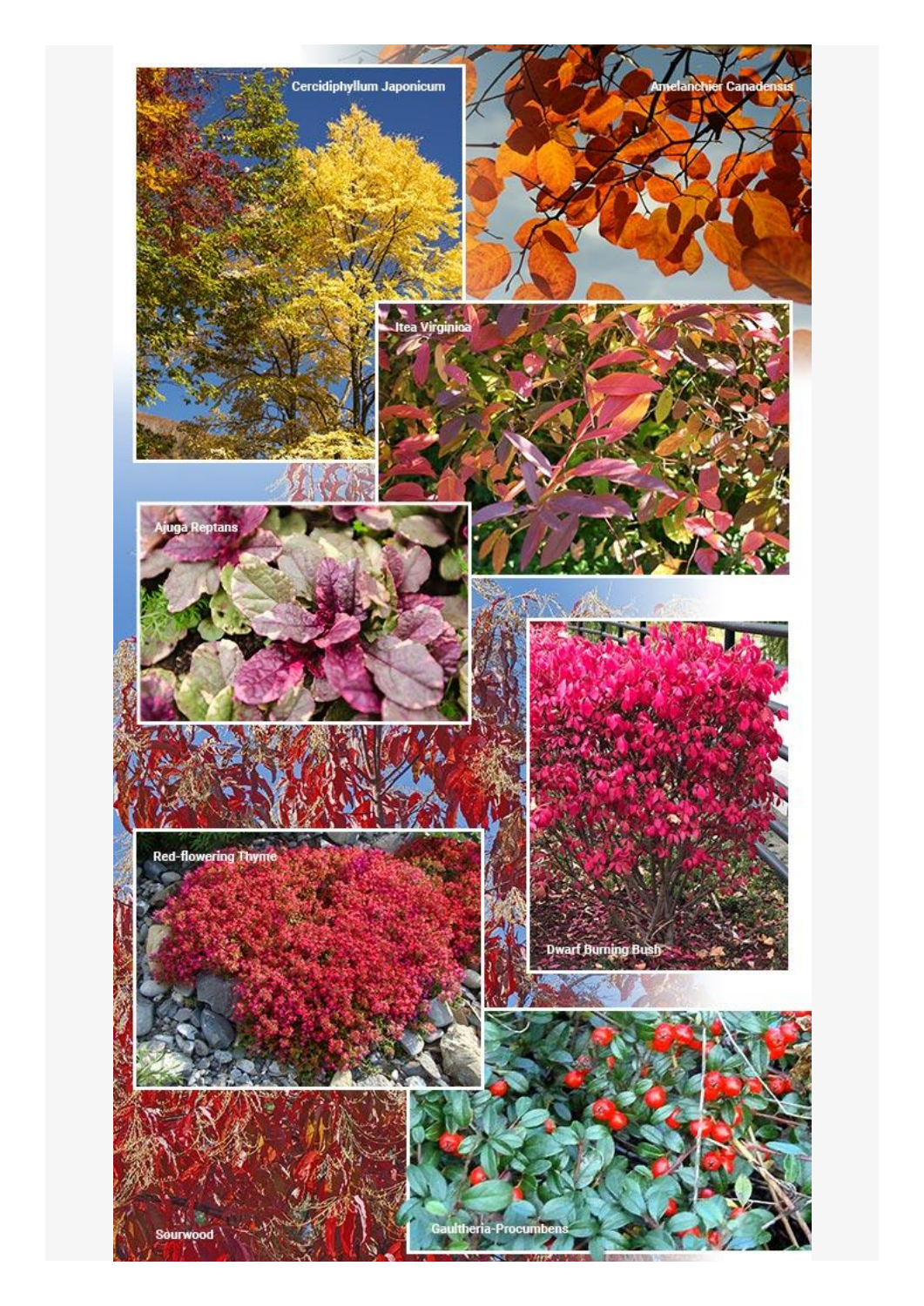Cercidiphyllum Japonicum

Amelanchier Canadensis

Itea Virginica

Ajuga Reptans

Dwarf Burning Bush

Red-flowering Thyme

Sourwood

Gaultheria-Procumbens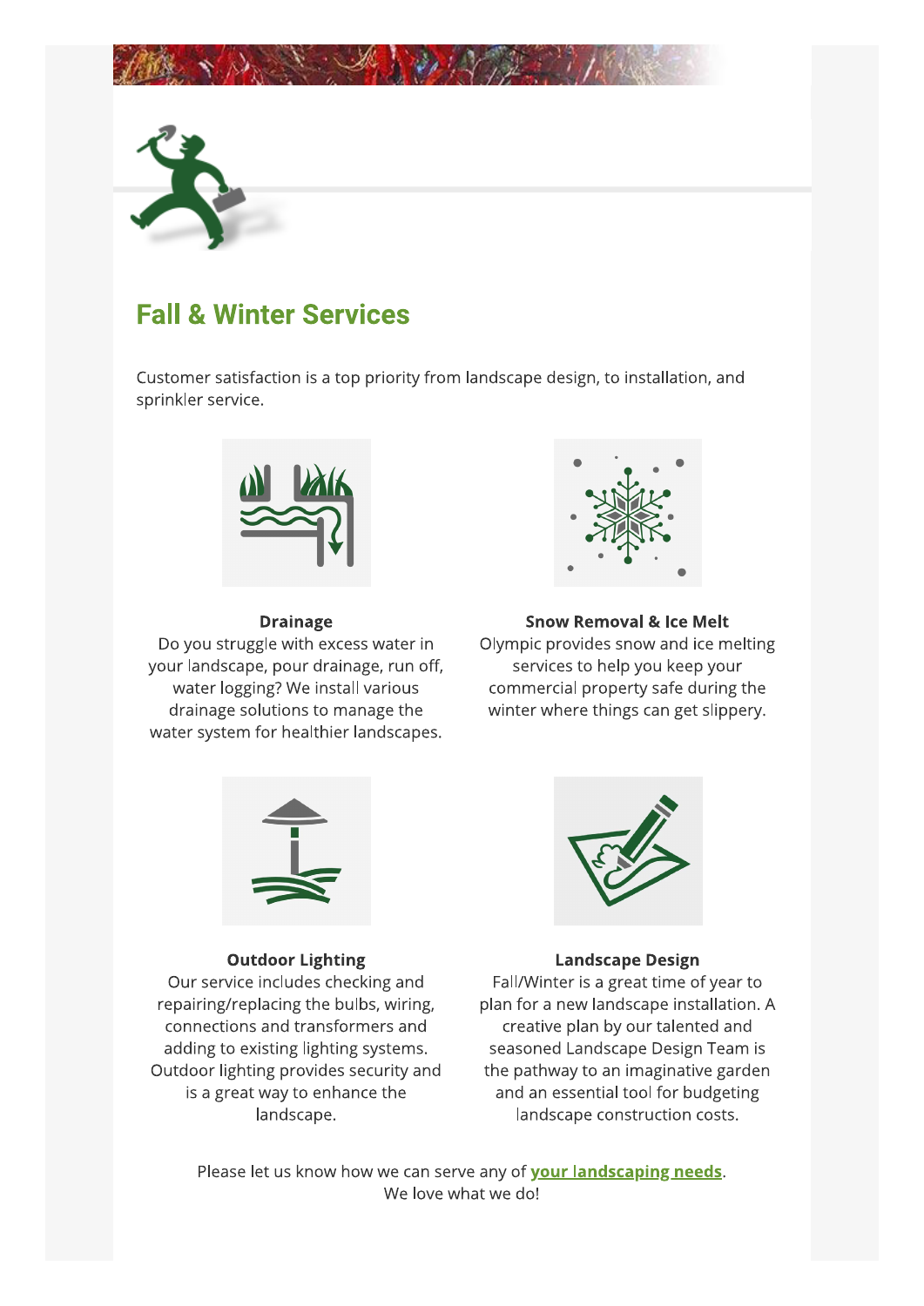## Fall & Winter Services

Customer satisfaction is a top priority from landscape design, to installation, and sprinkler service.

**Drainage**
Do you struggle with excess water in your landscape, pour drainage, run off, water logging? We install various drainage solutions to manage the water system for healthier landscapes.

**Snow Removal & Ice Melt**
Olympic provides snow and ice melting services to help you keep your commercial property safe during the winter where things can get slippery.

**Outdoor Lighting**
Our service includes checking and repairing/replacing the bulbs, wiring, connections and transformers and adding to existing lighting systems. Outdoor lighting provides security and is a great way to enhance the landscape.

**Landscape Design**
Fall/Winter is a great time of year to plan for a new landscape installation. A creative plan by our talented and seasoned Landscape Design Team is the pathway to an imaginative garden and an essential tool for budgeting landscape construction costs.

Please let us know how we can serve any of **your landscaping needs**.
We love what we do!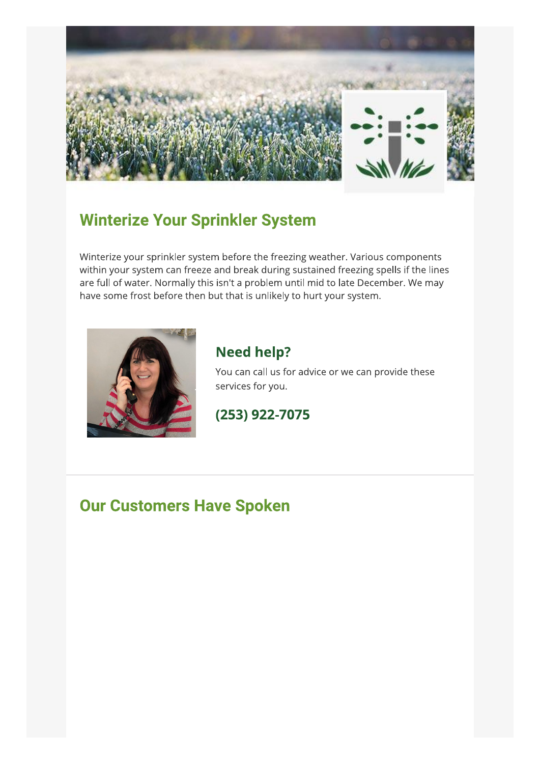## Winterize Your Sprinkler System

Winterize your sprinkler system before the freezing weather. Various components within your system can freeze and break during sustained freezing spells if the lines are full of water. Normally this isn't a problem until mid to late December. We may have some frost before then but that is unlikely to hurt your system.

### Need help?

You can call us for advice or we can provide these services for you.

### (253) 922-7075

## Our Customers Have Spoken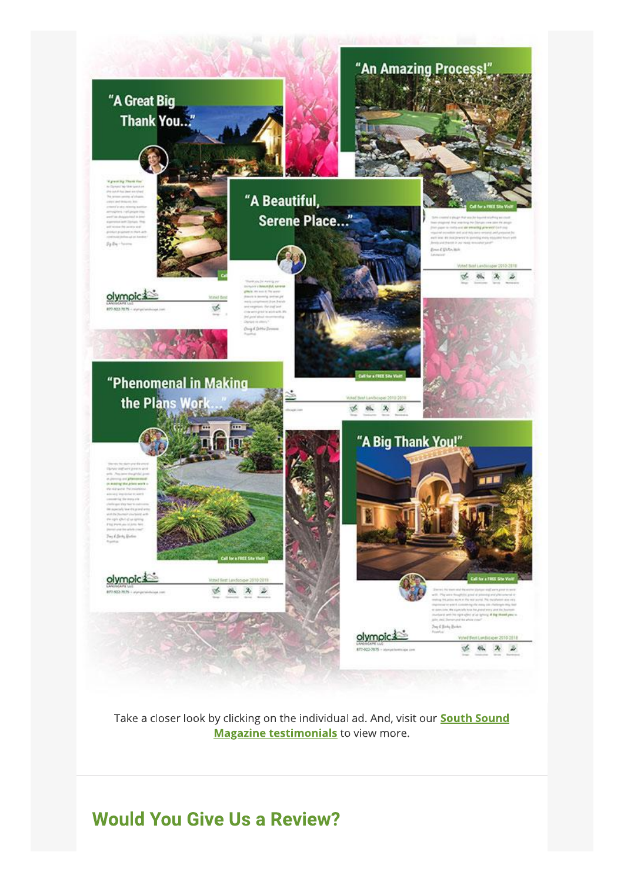Take a closer look by clicking on the individual ad. And, visit our **South Sound Magazine testimonials** to view more.

## Would You Give Us a Review?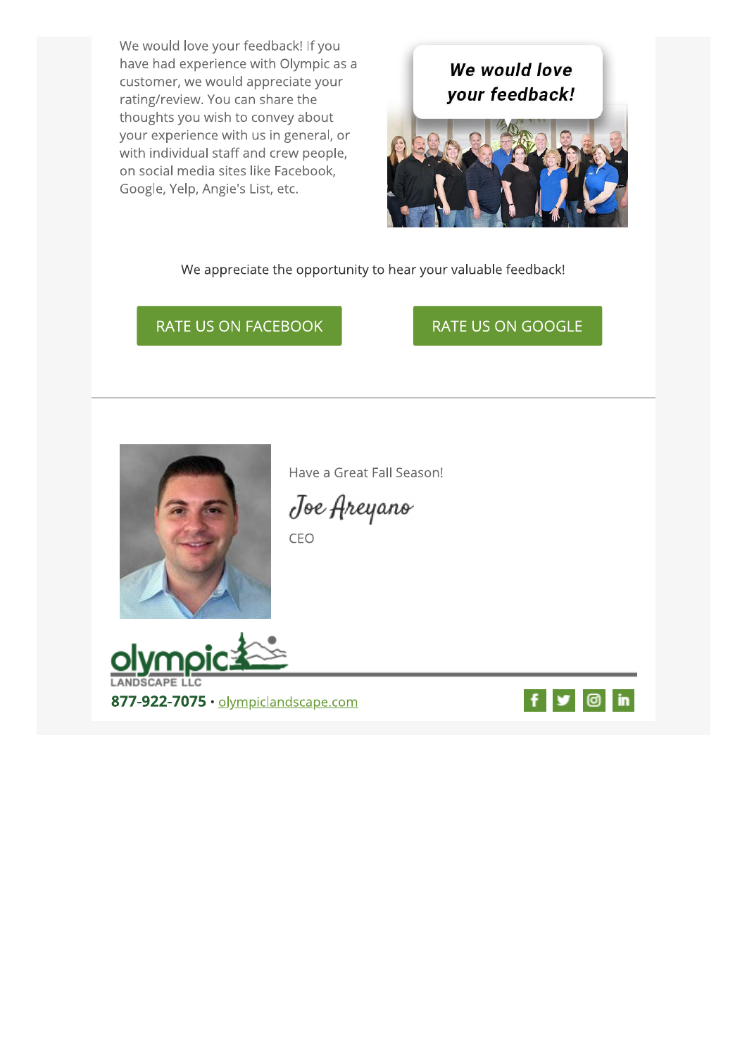We would love your feedback! If you have had experience with Olympic as a customer, we would appreciate your rating/review. You can share the thoughts you wish to convey about your experience with us in general, or with individual staff and crew people, on social media sites like Facebook, Google, Yelp, Angie's List, etc.

We would love your feedback!

We appreciate the opportunity to hear your valuable feedback!

RATE US ON FACEBOOK

RATE US ON GOOGLE

Have a Great Fall Season!

*Joe Areyano*

CEO

olympic LANDSCAPE LLC

**877-922-7075** • olympiclandscape.com